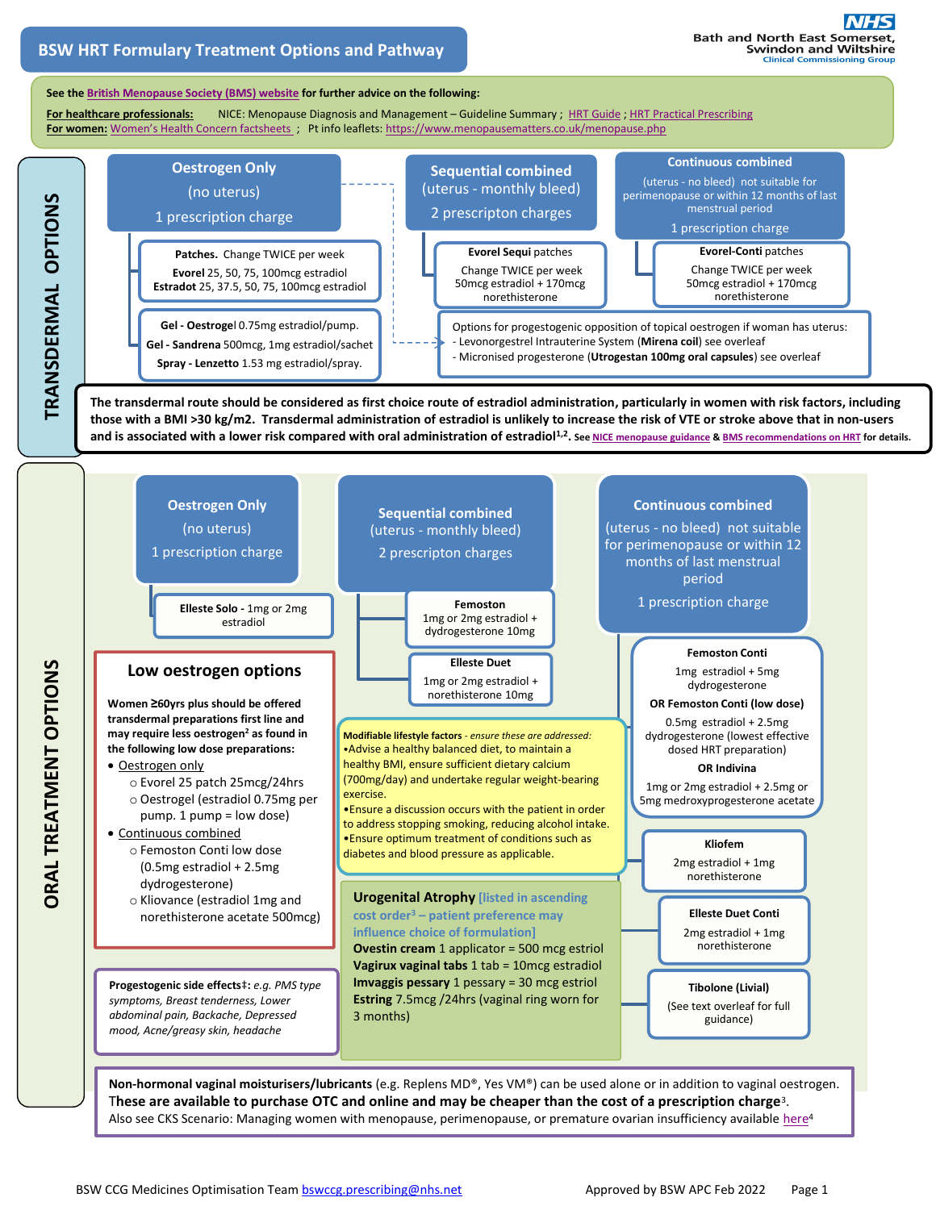# BSW HRT Formulary Treatment Options and Pathway

See the British Menopause Society (BMS) website for further advice on the following:

**For healthcare professionals:** NICE: Menopause Diagnosis and Management – Guideline Summary ; HRT Guide ; HRT Practical Prescribing
**For women:** Women's Health Concern factsheets ; Pt info leaflets: https://www.menopausematters.co.uk/menopause.php

## TRANSDERMAL OPTIONS

### Oestrogen Only
(no uterus)
1 prescription charge

- **Patches.** Change TWICE per week
  - **Evorel** 25, 50, 75, 100mcg estradiol
  - **Estradot** 25, 37.5, 50, 75, 100mcg estradiol
- **Gel - Oestrogel** 0.75mg estradiol/pump.
  - **Gel - Sandrena** 500mcg, 1mg estradiol/sachet
  - **Spray - Lenzetto** 1.53 mg estradiol/spray.

### Sequential combined
(uterus - monthly bleed)
2 prescripton charges

- **Evorel Sequi** patches
  Change TWICE per week
  50mcg estradiol + 170mcg norethisterone

### Continuous combined
(uterus - no bleed) not suitable for perimenopause or within 12 months of last menstrual period
1 prescription charge

- **Evorel-Conti** patches
  Change TWICE per week
  50mcg estradiol + 170mcg norethisterone

Options for progestogenic opposition of topical oestrogen if woman has uterus:
- Levonorgestrel Intrauterine System (**Mirena coil**) see overleaf
- Micronised progesterone (**Utrogestan 100mg oral capsules**) see overleaf

**The transdermal route should be considered as first choice route of estradiol administration, particularly in women with risk factors, including those with a BMI >30 kg/m2. Transdermal administration of estradiol is unlikely to increase the risk of VTE or stroke above that in non-users and is associated with a lower risk compared with oral administration of estradiol[1,2].** See NICE menopause guidance & BMS recommendations on HRT for details.

## ORAL TREATMENT OPTIONS

### Oestrogen Only
(no uterus)
1 prescription charge

- **Elleste Solo** - 1mg or 2mg estradiol

### Sequential combined
(uterus - monthly bleed)
2 prescripton charges

- **Femoston**
  1mg or 2mg estradiol + dydrogesterone 10mg
- **Elleste Duet**
  1mg or 2mg estradiol + norethisterone 10mg

### Continuous combined
(uterus - no bleed) not suitable for perimenopause or within 12 months of last menstrual period
1 prescription charge

- **Femoston Conti**
  1mg estradiol + 5mg dydrogesterone
  **OR Femoston Conti (low dose)**
  0.5mg estradiol + 2.5mg dydrogesterone (lowest effective dosed HRT preparation)
  **OR Indivina**
  1mg or 2mg estradiol + 2.5mg or 5mg medroxyprogesterone acetate
- **Kliofem**
  2mg estradiol + 1mg norethisterone
- **Elleste Duet Conti**
  2mg estradiol + 1mg norethisterone
- **Tibolone (Livial)**
  (See text overleaf for full guidance)

### Low oestrogen options

**Women ≥60yrs plus should be offered transdermal preparations first line and may require less oestrogen[2] as found in the following low dose preparations:**

- Oestrogen only
  - Evorel 25 patch 25mcg/24hrs
  - Oestrogel (estradiol 0.75mg per pump. 1 pump = low dose)
- Continuous combined
  - Femoston Conti low dose (0.5mg estradiol + 2.5mg dydrogesterone)
  - Kliovance (estradiol 1mg and norethisterone acetate 500mcg)

**Progestogenic side effects‡:** *e.g. PMS type symptoms, Breast tenderness, Lower abdominal pain, Backache, Depressed mood, Acne/greasy skin, headache*

**Modifiable lifestyle factors** *- ensure these are addressed:*
- Advise a healthy balanced diet, to maintain a healthy BMI, ensure sufficient dietary calcium (700mg/day) and undertake regular weight-bearing exercise.
- Ensure a discussion occurs with the patient in order to address stopping smoking, reducing alcohol intake.
- Ensure optimum treatment of conditions such as diabetes and blood pressure as applicable.

**Urogenital Atrophy** [listed in ascending cost order[3] – patient preference may influence choice of formulation]
- **Ovestin cream** 1 applicator = 500 mcg estriol
- **Vagirux vaginal tabs** 1 tab = 10mcg estradiol
- **Imvaggis pessary** 1 pessary = 30 mcg estriol
- **Estring** 7.5mcg /24hrs (vaginal ring worn for 3 months)

**Non-hormonal vaginal moisturisers/lubricants** (e.g. Replens MD®, Yes VM®) can be used alone or in addition to vaginal oestrogen. These are available to purchase OTC and online and may be cheaper than the cost of a prescription charge[3].
Also see CKS Scenario: Managing women with menopause, perimenopause, or premature ovarian insufficiency available here[4]

BSW CCG Medicines Optimisation Team bswccg.prescribing@nhs.net — Approved by BSW APC Feb 2022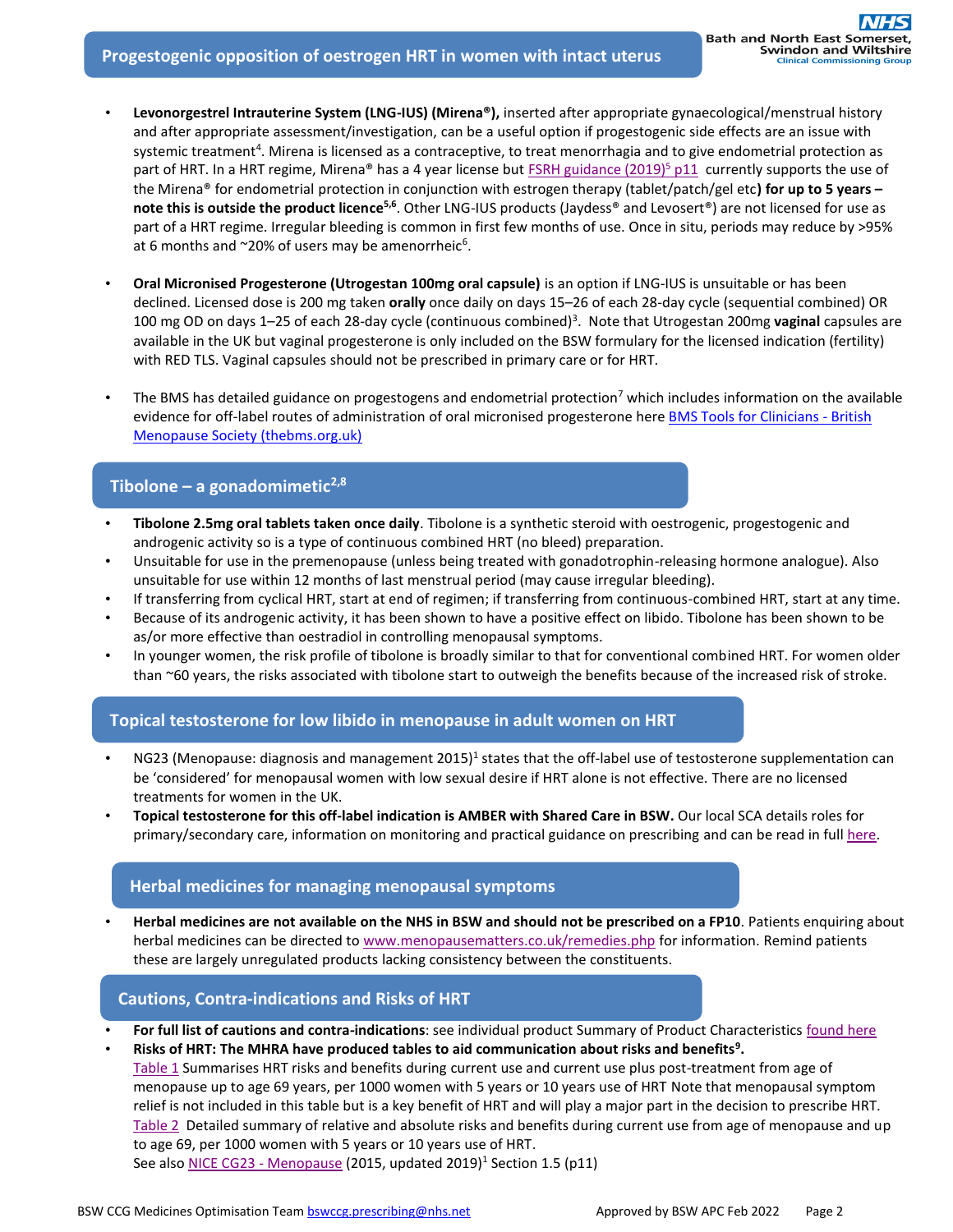## Progestogenic opposition of oestrogen HRT in women with intact uterus

- **Levonorgestrel Intrauterine System (LNG-IUS) (Mirena®),** inserted after appropriate gynaecological/menstrual history and after appropriate assessment/investigation, can be a useful option if progestogenic side effects are an issue with systemic treatment[4]. Mirena is licensed as a contraceptive, to treat menorrhagia and to give endometrial protection as part of HRT. In a HRT regime, Mirena® has a 4 year license but FSRH guidance (2019)[5] p11 currently supports the use of the Mirena® for endometrial protection in conjunction with estrogen therapy (tablet/patch/gel etc) **for up to 5 years – note this is outside the product licence[5,6]**. Other LNG-IUS products (Jaydess® and Levosert®) are not licensed for use as part of a HRT regime. Irregular bleeding is common in first few months of use. Once in situ, periods may reduce by >95% at 6 months and ~20% of users may be amenorrheic[6].

- **Oral Micronised Progesterone (Utrogestan 100mg oral capsule)** is an option if LNG-IUS is unsuitable or has been declined. Licensed dose is 200 mg taken **orally** once daily on days 15–26 of each 28-day cycle (sequential combined) OR 100 mg OD on days 1–25 of each 28-day cycle (continuous combined)[3]. Note that Utrogestan 200mg **vaginal** capsules are available in the UK but vaginal progesterone is only included on the BSW formulary for the licensed indication (fertility) with RED TLS. Vaginal capsules should not be prescribed in primary care or for HRT.

- The BMS has detailed guidance on progestogens and endometrial protection[7] which includes information on the available evidence for off-label routes of administration of oral micronised progesterone here BMS Tools for Clinicians - British Menopause Society (thebms.org.uk)

## Tibolone – a gonadomimetic[2,8]

- **Tibolone 2.5mg oral tablets taken once daily**. Tibolone is a synthetic steroid with oestrogenic, progestogenic and androgenic activity so is a type of continuous combined HRT (no bleed) preparation.
- Unsuitable for use in the premenopause (unless being treated with gonadotrophin-releasing hormone analogue). Also unsuitable for use within 12 months of last menstrual period (may cause irregular bleeding).
- If transferring from cyclical HRT, start at end of regimen; if transferring from continuous-combined HRT, start at any time.
- Because of its androgenic activity, it has been shown to have a positive effect on libido. Tibolone has been shown to be as/or more effective than oestradiol in controlling menopausal symptoms.
- In younger women, the risk profile of tibolone is broadly similar to that for conventional combined HRT. For women older than ~60 years, the risks associated with tibolone start to outweigh the benefits because of the increased risk of stroke.

## Topical testosterone for low libido in menopause in adult women on HRT

- NG23 (Menopause: diagnosis and management 2015)[1] states that the off-label use of testosterone supplementation can be 'considered' for menopausal women with low sexual desire if HRT alone is not effective. There are no licensed treatments for women in the UK.
- **Topical testosterone for this off-label indication is AMBER with Shared Care in BSW.** Our local SCA details roles for primary/secondary care, information on monitoring and practical guidance on prescribing and can be read in full here.

## Herbal medicines for managing menopausal symptoms

- **Herbal medicines are not available on the NHS in BSW and should not be prescribed on a FP10**. Patients enquiring about herbal medicines can be directed to www.menopausematters.co.uk/remedies.php for information. Remind patients these are largely unregulated products lacking consistency between the constituents.

## Cautions, Contra-indications and Risks of HRT

- **For full list of cautions and contra-indications**: see individual product Summary of Product Characteristics found here
- **Risks of HRT: The MHRA have produced tables to aid communication about risks and benefits[9].**
  Table 1 Summarises HRT risks and benefits during current use and current use plus post-treatment from age of menopause up to age 69 years, per 1000 women with 5 years or 10 years use of HRT Note that menopausal symptom relief is not included in this table but is a key benefit of HRT and will play a major part in the decision to prescribe HRT.
  Table 2 Detailed summary of relative and absolute risks and benefits during current use from age of menopause and up to age 69, per 1000 women with 5 years or 10 years use of HRT.
  See also NICE CG23 - Menopause (2015, updated 2019)[1] Section 1.5 (p11)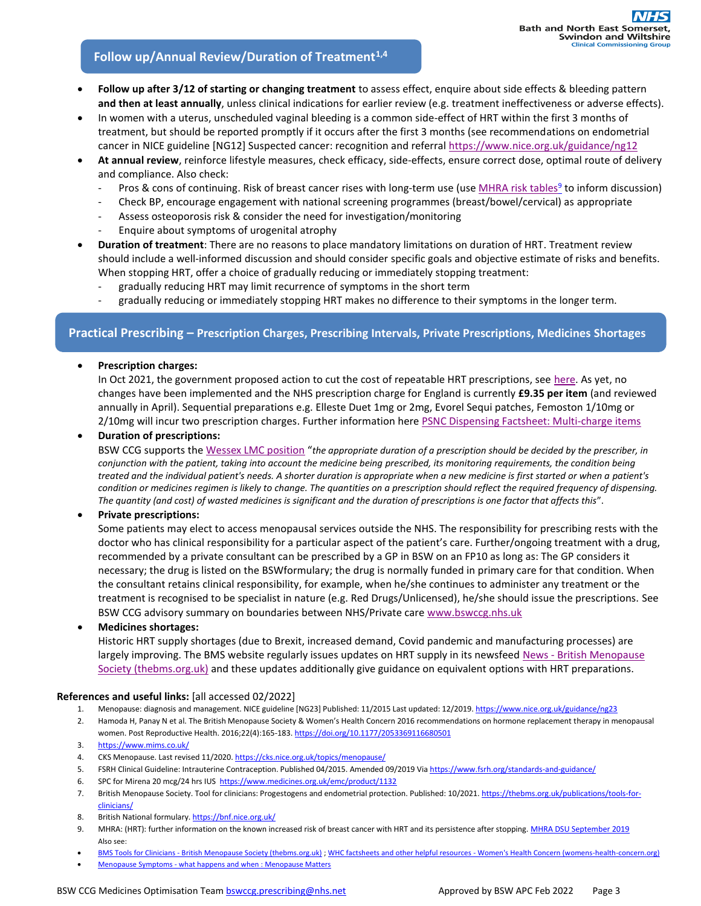## Follow up/Annual Review/Duration of Treatment[1,4]

- **Follow up after 3/12 of starting or changing treatment** to assess effect, enquire about side effects & bleeding pattern **and then at least annually**, unless clinical indications for earlier review (e.g. treatment ineffectiveness or adverse effects).
- In women with a uterus, unscheduled vaginal bleeding is a common side-effect of HRT within the first 3 months of treatment, but should be reported promptly if it occurs after the first 3 months (see recommendations on endometrial cancer in NICE guideline [NG12] Suspected cancer: recognition and referral https://www.nice.org.uk/guidance/ng12
- **At annual review**, reinforce lifestyle measures, check efficacy, side-effects, ensure correct dose, optimal route of delivery and compliance. Also check:
  - Pros & cons of continuing. Risk of breast cancer rises with long-term use (use MHRA risk tables[9] to inform discussion)
  - Check BP, encourage engagement with national screening programmes (breast/bowel/cervical) as appropriate
  - Assess osteoporosis risk & consider the need for investigation/monitoring
  - Enquire about symptoms of urogenital atrophy
- **Duration of treatment**: There are no reasons to place mandatory limitations on duration of HRT. Treatment review should include a well-informed discussion and should consider specific goals and objective estimate of risks and benefits. When stopping HRT, offer a choice of gradually reducing or immediately stopping treatment:
  - gradually reducing HRT may limit recurrence of symptoms in the short term
  - gradually reducing or immediately stopping HRT makes no difference to their symptoms in the longer term.

## Practical Prescribing – Prescription Charges, Prescribing Intervals, Private Prescriptions, Medicines Shortages

- **Prescription charges:**
  In Oct 2021, the government proposed action to cut the cost of repeatable HRT prescriptions, see here. As yet, no changes have been implemented and the NHS prescription charge for England is currently **£9.35 per item** (and reviewed annually in April). Sequential preparations e.g. Elleste Duet 1mg or 2mg, Evorel Sequi patches, Femoston 1/10mg or 2/10mg will incur two prescription charges. Further information here PSNC Dispensing Factsheet: Multi-charge items
- **Duration of prescriptions:**
  BSW CCG supports the Wessex LMC position "*the appropriate duration of a prescription should be decided by the prescriber, in conjunction with the patient, taking into account the medicine being prescribed, its monitoring requirements, the condition being treated and the individual patient's needs. A shorter duration is appropriate when a new medicine is first started or when a patient's condition or medicines regimen is likely to change. The quantities on a prescription should reflect the required frequency of dispensing. The quantity (and cost) of wasted medicines is significant and the duration of prescriptions is one factor that affects this*".
- **Private prescriptions:**
  Some patients may elect to access menopausal services outside the NHS. The responsibility for prescribing rests with the doctor who has clinical responsibility for a particular aspect of the patient's care. Further/ongoing treatment with a drug, recommended by a private consultant can be prescribed by a GP in BSW on an FP10 as long as: The GP considers it necessary; the drug is listed on the BSWformulary; the drug is normally funded in primary care for that condition. When the consultant retains clinical responsibility, for example, when he/she continues to administer any treatment or the treatment is recognised to be specialist in nature (e.g. Red Drugs/Unlicensed), he/she should issue the prescriptions. See BSW CCG advisory summary on boundaries between NHS/Private care www.bswccg.nhs.uk
- **Medicines shortages:**
  Historic HRT supply shortages (due to Brexit, increased demand, Covid pandemic and manufacturing processes) are largely improving. The BMS website regularly issues updates on HRT supply in its newsfeed News - British Menopause Society (thebms.org.uk) and these updates additionally give guidance on equivalent options with HRT preparations.

**References and useful links:** [all accessed 02/2022]

1. Menopause: diagnosis and management. NICE guideline [NG23] Published: 11/2015 Last updated: 12/2019. https://www.nice.org.uk/guidance/ng23
2. Hamoda H, Panay N et al. The British Menopause Society & Women's Health Concern 2016 recommendations on hormone replacement therapy in menopausal women. Post Reproductive Health. 2016;22(4):165-183. https://doi.org/10.1177/2053369116680501
3. https://www.mims.co.uk/
4. CKS Menopause. Last revised 11/2020. https://cks.nice.org.uk/topics/menopause/
5. FSRH Clinical Guideline: Intrauterine Contraception. Published 04/2015. Amended 09/2019 Via https://www.fsrh.org/standards-and-guidance/
6. SPC for Mirena 20 mcg/24 hrs IUS https://www.medicines.org.uk/emc/product/1132
7. British Menopause Society. Tool for clinicians: Progestogens and endometrial protection. Published: 10/2021. https://thebms.org.uk/publications/tools-for-clinicians/
8. British National formulary. https://bnf.nice.org.uk/
9. MHRA: (HRT): further information on the known increased risk of breast cancer with HRT and its persistence after stopping. MHRA DSU September 2019
   Also see:

- BMS Tools for Clinicians - British Menopause Society (thebms.org.uk) ; WHC factsheets and other helpful resources - Women's Health Concern (womens-health-concern.org)
- Menopause Symptoms - what happens and when : Menopause Matters

BSW CCG Medicines Optimisation Team bswccg.prescribing@nhs.net    Approved by BSW APC Feb 2022